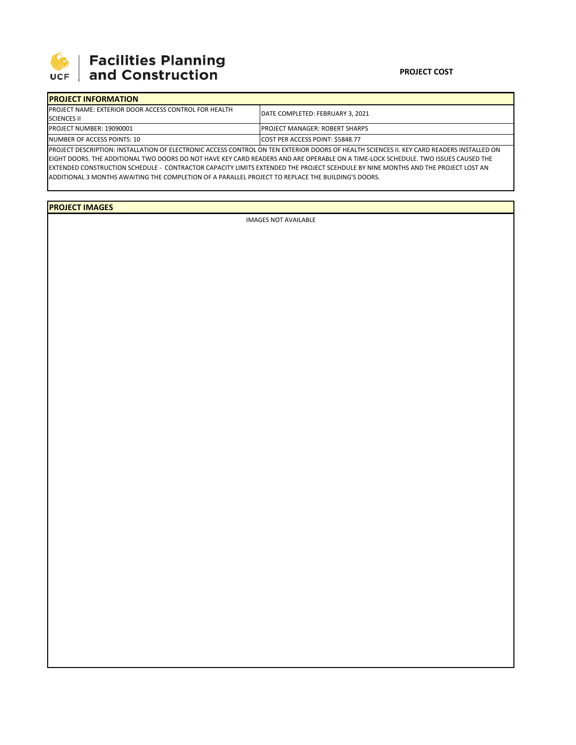**Facilities Planning and Construction**

**PROJECT COST**

## PROJECT INFORMATION

| | |
|---|---|
| PROJECT NAME: EXTERIOR DOOR ACCESS CONTROL FOR HEALTH SCIENCES II | DATE COMPLETED: FEBRUARY 3, 2021 |
| PROJECT NUMBER: 19090001 | PROJECT MANAGER: ROBERT SHARPS |
| NUMBER OF ACCESS POINTS: 10 | COST PER ACCESS POINT: $5848.77 |

PROJECT DESCRIPTION: INSTALLATION OF ELECTRONIC ACCESS CONTROL ON TEN EXTERIOR DOORS OF HEALTH SCIENCES II. KEY CARD READERS INSTALLED ON EIGHT DOORS. THE ADDITIONAL TWO DOORS DO NOT HAVE KEY CARD READERS AND ARE OPERABLE ON A TIME-LOCK SCHEDULE. TWO ISSUES CAUSED THE EXTENDED CONSTRUCTION SCHEDULE - CONTRACTOR CAPACITY LIMITS EXTENDED THE PROJECT SCEHDULE BY NINE MONTHS AND THE PROJECT LOST AN ADDITIONAL 3 MONTHS AWAITING THE COMPLETION OF A PARALLEL PROJECT TO REPLACE THE BUILDING'S DOORS.

## PROJECT IMAGES

IMAGES NOT AVAILABLE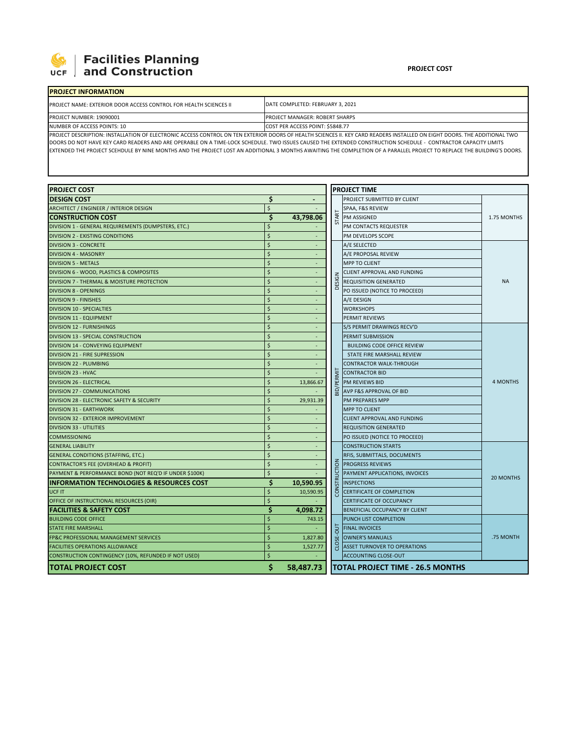**Facilities Planning and Construction**

**PROJECT COST**

| **PROJECT INFORMATION** | |
|---|---|
| PROJECT NAME: EXTERIOR DOOR ACCESS CONTROL FOR HEALTH SCIENCES II | DATE COMPLETED: FEBRUARY 3, 2021 |
| PROJECT NUMBER: 19090001 | PROJECT MANAGER: ROBERT SHARPS |
| NUMBER OF ACCESS POINTS: 10 | COST PER ACCESS POINT: $5848.77 |

PROJECT DESCRIPTION: INSTALLATION OF ELECTRONIC ACCESS CONTROL ON TEN EXTERIOR DOORS OF HEALTH SCIENCES II. KEY CARD READERS INSTALLED ON EIGHT DOORS. THE ADDITIONAL TWO DOORS DO NOT HAVE KEY CARD READERS AND ARE OPERABLE ON A TIME-LOCK SCHEDULE. TWO ISSUES CAUSED THE EXTENDED CONSTRUCTION SCHEDULE - CONTRACTOR CAPACITY LIMITS EXTENDED THE PROJECT SCEHDULE BY NINE MONTHS AND THE PROJECT LOST AN ADDITIONAL 3 MONTHS AWAITING THE COMPLETION OF A PARALLEL PROJECT TO REPLACE THE BUILDING'S DOORS.

| **PROJECT COST** | |
|---|---|
| **DESIGN COST** | **$ -** |
| ARCHITECT / ENGINEER / INTERIOR DESIGN | $ - |
| **CONSTRUCTION COST** | **$ 43,798.06** |
| DIVISION 1 - GENERAL REQUIREMENTS (DUMPSTERS, ETC.) | $ - |
| DIVISION 2 - EXISTING CONDITIONS | $ - |
| DIVISION 3 - CONCRETE | $ - |
| DIVISION 4 - MASONRY | $ - |
| DIVISION 5 - METALS | $ - |
| DIVISION 6 - WOOD, PLASTICS & COMPOSITES | $ - |
| DIVISION 7 - THERMAL & MOISTURE PROTECTION | $ - |
| DIVISION 8 - OPENINGS | $ - |
| DIVISION 9 - FINISHES | $ - |
| DIVISION 10 - SPECIALTIES | $ - |
| DIVISION 11 - EQUIPMENT | $ - |
| DIVISION 12 - FURNISHINGS | $ - |
| DIVISION 13 - SPECIAL CONSTRUCTION | $ - |
| DIVISION 14 - CONVEYING EQUIPMENT | $ - |
| DIVISION 21 - FIRE SUPRESSION | $ - |
| DIVISION 22 - PLUMBING | $ - |
| DIVISION 23 - HVAC | $ - |
| DIVISION 26 - ELECTRICAL | $ 13,866.67 |
| DIVISION 27 - COMMUNICATIONS | $ - |
| DIVISION 28 - ELECTRONIC SAFETY & SECURITY | $ 29,931.39 |
| DIVISION 31 - EARTHWORK | $ - |
| DIVISION 32 - EXTERIOR IMPROVEMENT | $ - |
| DIVISION 33 - UTILITIES | $ - |
| COMMISSIONING | $ - |
| GENERAL LIABILITY | $ - |
| GENERAL CONDITIONS (STAFFING, ETC.) | $ - |
| CONTRACTOR'S FEE (OVERHEAD & PROFIT) | $ - |
| PAYMENT & PERFORMANCE BOND (NOT REQ'D IF UNDER $100K) | $ - |
| **INFORMATION TECHNOLOGIES & RESOURCES COST** | **$ 10,590.95** |
| UCF IT | $ 10,590.95 |
| OFFICE OF INSTRUCTIONAL RESOURCES (OIR) | $ - |
| **FACILITIES & SAFETY COST** | **$ 4,098.72** |
| BUILDING CODE OFFICE | $ 743.15 |
| STATE FIRE MARSHALL | $ - |
| FP&C PROFESSIONAL MANAGEMENT SERVICES | $ 1,827.80 |
| FACILITIES OPERATIONS ALLOWANCE | $ 1,527.77 |
| CONSTRUCTION CONTINGENCY (10%, REFUNDED IF NOT USED) | $ - |
| **TOTAL PROJECT COST** | **$ 58,487.73** |

| **PROJECT TIME** | | |
|---|---|---|
| START | PROJECT SUBMITTED BY CLIENT | 1.75 MONTHS |
| | SPAA, F&S REVIEW | |
| | PM ASSIGNED | |
| | PM CONTACTS REQUESTER | |
| | PM DEVELOPS SCOPE | |
| DESIGN | A/E SELECTED | NA |
| | A/E PROPOSAL REVIEW | |
| | MPP TO CLIENT | |
| | CLIENT APPROVAL AND FUNDING | |
| | REQUISITION GENERATED | |
| | PO ISSUED (NOTICE TO PROCEED) | |
| | A/E DESIGN | |
| | WORKSHOPS | |
| | PERMIT REVIEWS | |
| BID/PERMIT | S/S PERMIT DRAWINGS RECV'D | 4 MONTHS |
| | PERMIT SUBMISSION | |
| | BUILDING CODE OFFICE REVIEW | |
| | STATE FIRE MARSHALL REVIEW | |
| | CONTRACTOR WALK-THROUGH | |
| | CONTRACTOR BID | |
| | PM REVIEWS BID | |
| | AVP F&S APPROVAL OF BID | |
| | PM PREPARES MPP | |
| | MPP TO CLIENT | |
| | CLIENT APPROVAL AND FUNDING | |
| | REQUISITION GENERATED | |
| | PO ISSUED (NOTICE TO PROCEED) | |
| CONSTRUCTION | CONSTRUCTION STARTS | 20 MONTHS |
| | RFIS, SUBMITTALS, DOCUMENTS | |
| | PROGRESS REVIEWS | |
| | PAYMENT APPLICATIONS, INVOICES | |
| | INSPECTIONS | |
| | CERTIFICATE OF COMPLETION | |
| | CERTIFICATE OF OCCUPANCY | |
| | BENEFICIAL OCCUPANCY BY CLIENT | |
| CLOSE-OUT | PUNCH LIST COMPLETION | .75 MONTH |
| | FINAL INVOICES | |
| | OWNER'S MANUALS | |
| | ASSET TURNOVER TO OPERATIONS | |
| | ACCOUNTING CLOSE-OUT | |
| **TOTAL PROJECT TIME - 26.5 MONTHS** | | |